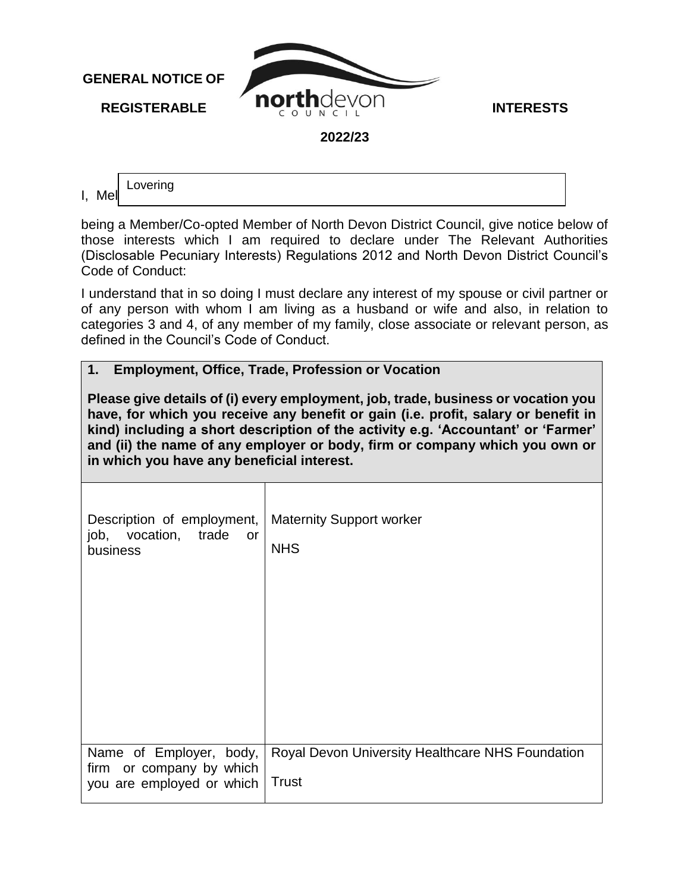**GENERAL NOTICE OF REGISTERABLE INTERESTS**

**2022/23**

I, Mel Lovering

being a Member/Co-opted Member of North Devon District Council, give notice below of those interests which I am required to declare under The Relevant Authorities (Disclosable Pecuniary Interests) Regulations 2012 and North Devon District Council's Code of Conduct:

I understand that in so doing I must declare any interest of my spouse or civil partner or of any person with whom I am living as a husband or wife and also, in relation to categories 3 and 4, of any member of my family, close associate or relevant person, as defined in the Council's Code of Conduct.

**1. Employment, Office, Trade, Profession or Vocation**

**Please give details of (i) every employment, job, trade, business or vocation you have, for which you receive any benefit or gain (i.e. profit, salary or benefit in kind) including a short description of the activity e.g. 'Accountant' or 'Farmer' and (ii) the name of any employer or body, firm or company which you own or in which you have any beneficial interest.**

| | |
|---|---|
| Description of employment, job, vocation, trade or business | Maternity Support worker<br><br>NHS |
| Name of Employer, body, firm or company by which you are employed or which | Royal Devon University Healthcare NHS Foundation Trust |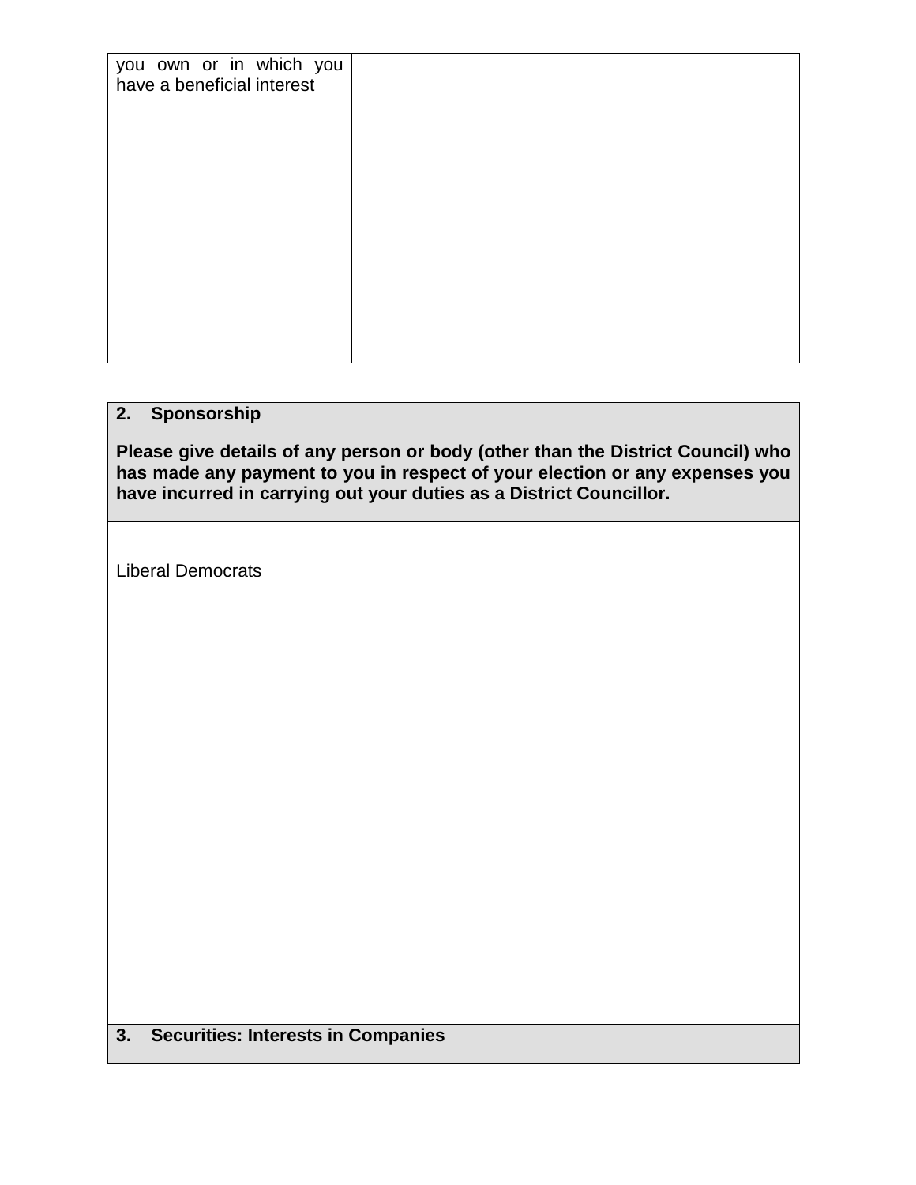| you own or in which you have a beneficial interest | |
|---|---|

| **2. Sponsorship**<br><br>**Please give details of any person or body (other than the District Council) who has made any payment to you in respect of your election or any expenses you have incurred in carrying out your duties as a District Councillor.** |
|---|
| Liberal Democrats |
| **3. Securities: Interests in Companies** |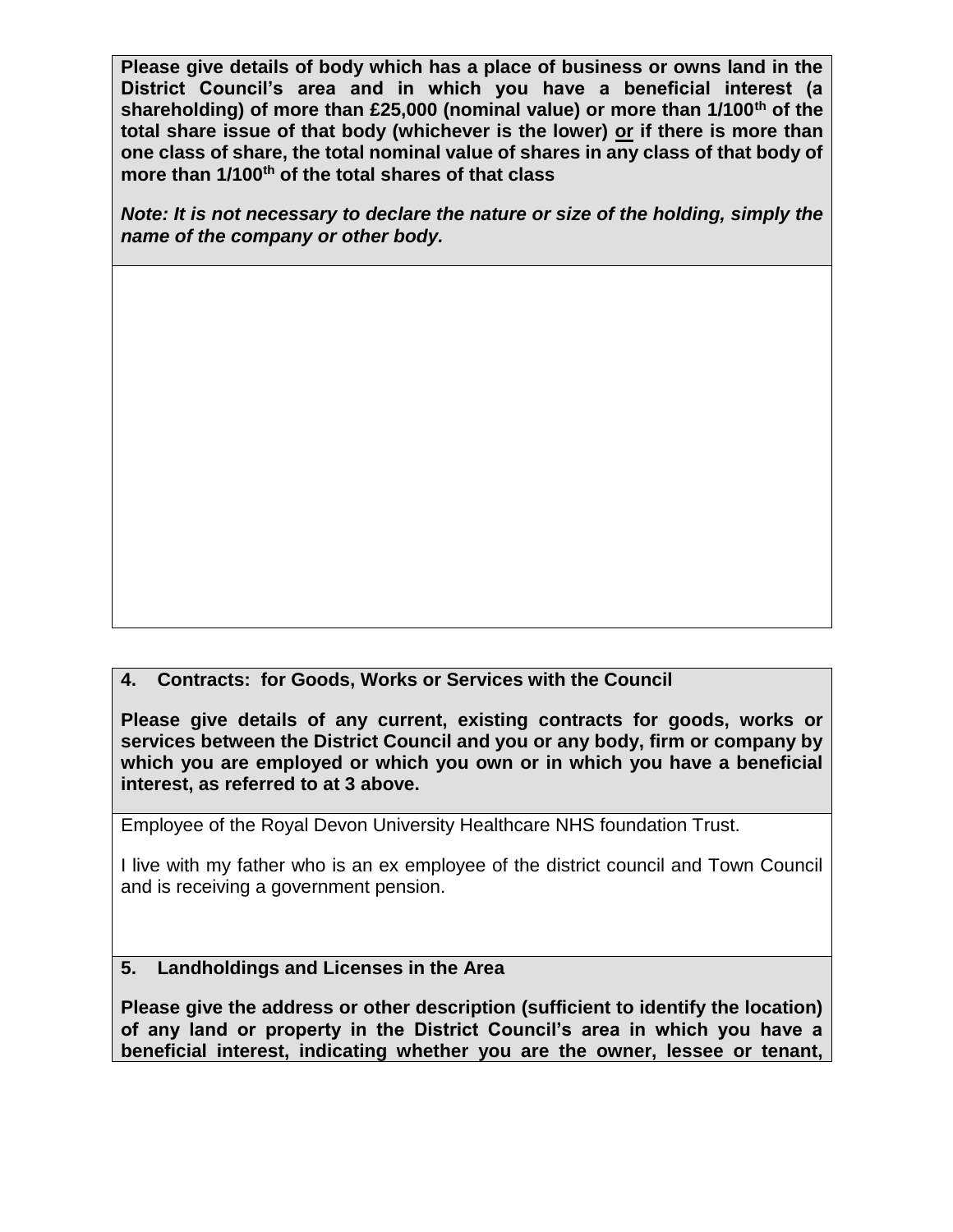**Please give details of body which has a place of business or owns land in the District Council's area and in which you have a beneficial interest (a shareholding) of more than £25,000 (nominal value) or more than 1/100th of the total share issue of that body (whichever is the lower) or if there is more than one class of share, the total nominal value of shares in any class of that body of more than 1/100th of the total shares of that class**

***Note: It is not necessary to declare the nature or size of the holding, simply the name of the company or other body.***

## 4. Contracts: for Goods, Works or Services with the Council

**Please give details of any current, existing contracts for goods, works or services between the District Council and you or any body, firm or company by which you are employed or which you own or in which you have a beneficial interest, as referred to at 3 above.**

Employee of the Royal Devon University Healthcare NHS foundation Trust.

I live with my father who is an ex employee of the district council and Town Council and is receiving a government pension.

## 5. Landholdings and Licenses in the Area

**Please give the address or other description (sufficient to identify the location) of any land or property in the District Council's area in which you have a beneficial interest, indicating whether you are the owner, lessee or tenant,**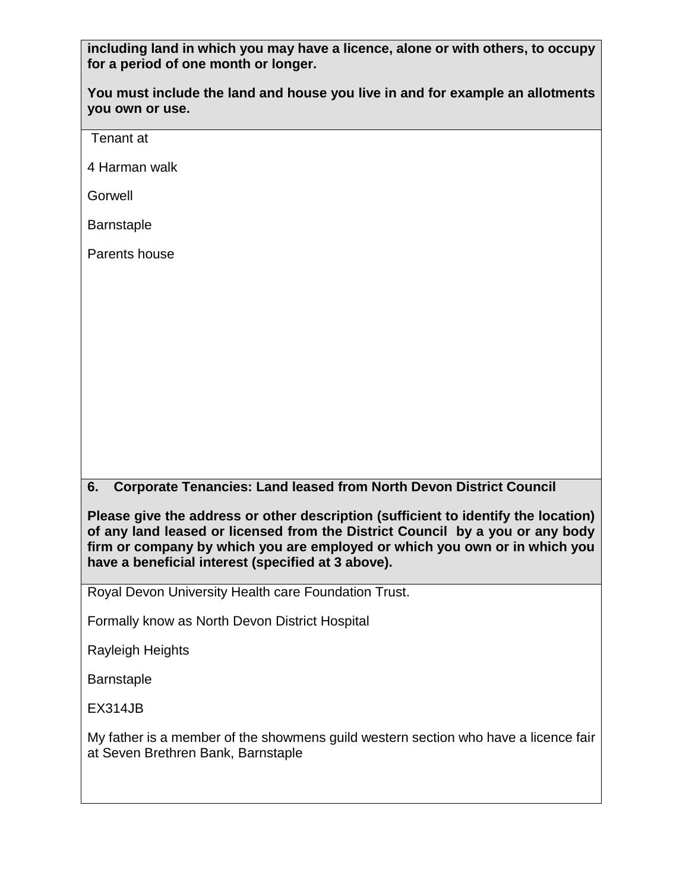**including land in which you may have a licence, alone or with others, to occupy for a period of one month or longer.**

**You must include the land and house you live in and for example an allotments you own or use.**

Tenant at

4 Harman walk

Gorwell

Barnstaple

Parents house

## 6. Corporate Tenancies: Land leased from North Devon District Council

**Please give the address or other description (sufficient to identify the location) of any land leased or licensed from the District Council by a you or any body firm or company by which you are employed or which you own or in which you have a beneficial interest (specified at 3 above).**

Royal Devon University Health care Foundation Trust.

Formally know as North Devon District Hospital

Rayleigh Heights

Barnstaple

EX314JB

My father is a member of the showmens guild western section who have a licence fair at Seven Brethren Bank, Barnstaple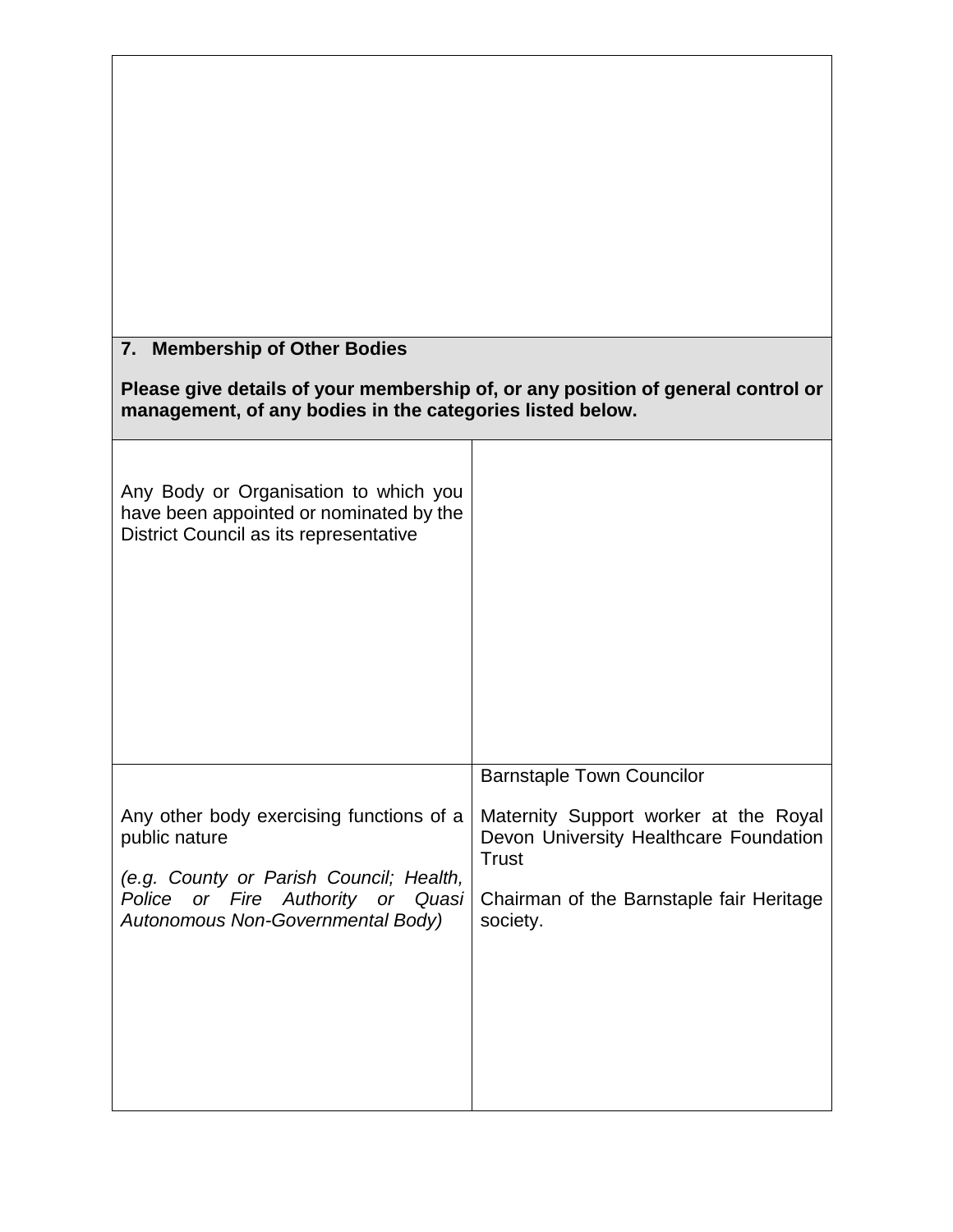## 7. Membership of Other Bodies

**Please give details of your membership of, or any position of general control or management, of any bodies in the categories listed below.**

| | |
|---|---|
| Any Body or Organisation to which you have been appointed or nominated by the District Council as its representative | |
| Any other body exercising functions of a public nature<br><br>*(e.g. County or Parish Council; Health, Police or Fire Authority or Quasi Autonomous Non-Governmental Body)* | Barnstaple Town Councilor<br><br>Maternity Support worker at the Royal Devon University Healthcare Foundation Trust<br><br>Chairman of the Barnstaple fair Heritage society. |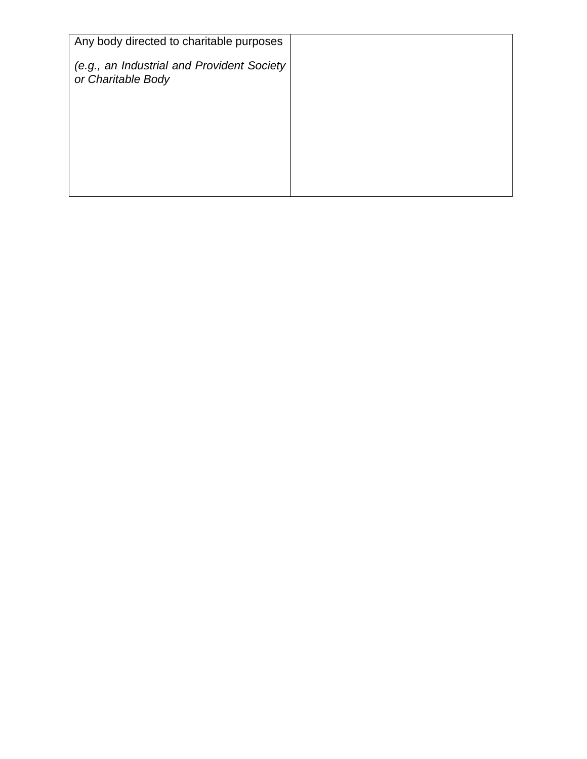| Any body directed to charitable purposes<br><br>*(e.g., an Industrial and Provident Society or Charitable Body* | |
|---|---|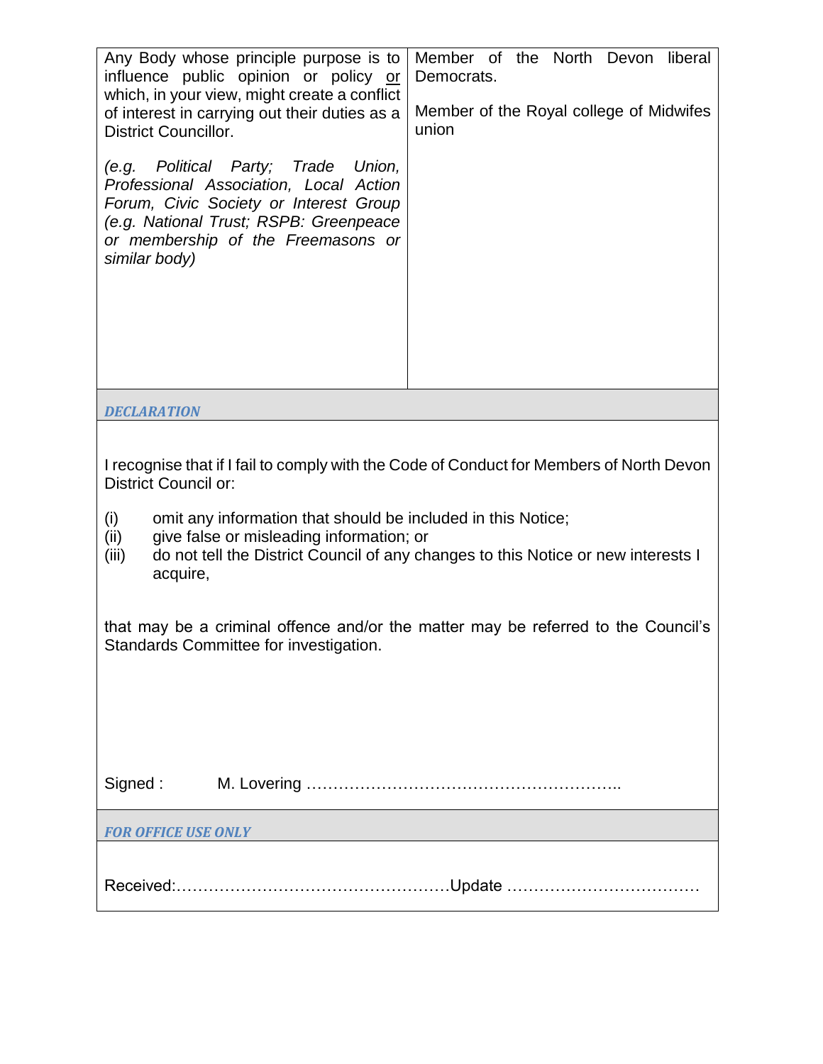| | |
|---|---|
| Any Body whose principle purpose is to influence public opinion or policy <u>or</u> which, in your view, might create a conflict of interest in carrying out their duties as a District Councillor.<br><br>*(e.g. Political Party; Trade Union, Professional Association, Local Action Forum, Civic Society or Interest Group (e.g. National Trust; RSPB: Greenpeace or membership of the Freemasons or similar body)* | Member of the North Devon liberal Democrats.<br><br>Member of the Royal college of Midwifes union |

***DECLARATION***

I recognise that if I fail to comply with the Code of Conduct for Members of North Devon District Council or:

(i) omit any information that should be included in this Notice;
(ii) give false or misleading information; or
(iii) do not tell the District Council of any changes to this Notice or new interests I acquire,

that may be a criminal offence and/or the matter may be referred to the Council's Standards Committee for investigation.

Signed : M. Lovering …………………………………………………..

***FOR OFFICE USE ONLY***

Received:……………………………………………Update ………………………………